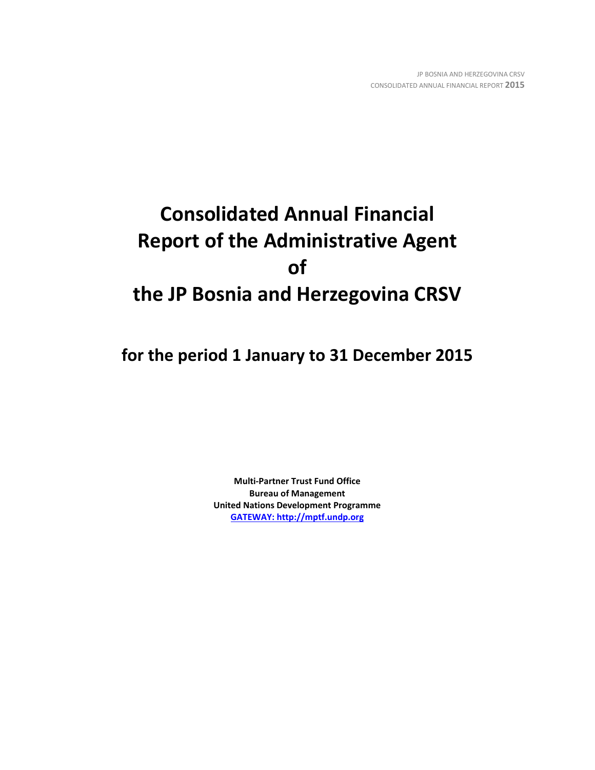# Consolidated Annual Financial Report of the Administrative Agent of the JP Bosnia and Herzegovina CRSV

## for the period 1 January to 31 December 2015

**Multi-Partner Trust Fund Office**
**Bureau of Management**
**United Nations Development Programme**
**GATEWAY: http://mptf.undp.org**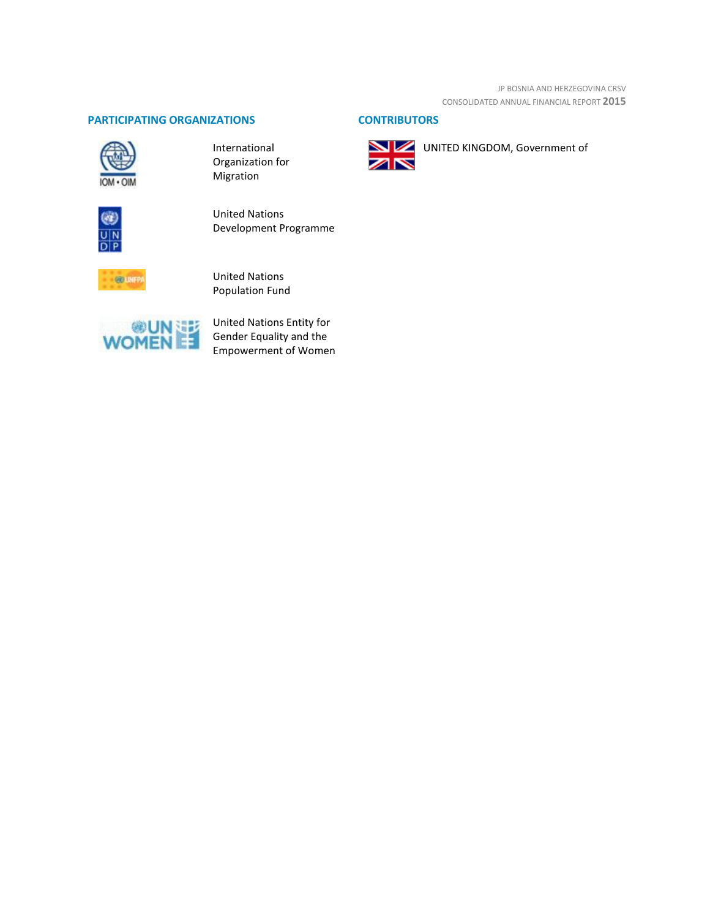## PARTICIPATING ORGANIZATIONS

International Organization for Migration

United Nations Development Programme

United Nations Population Fund

United Nations Entity for Gender Equality and the Empowerment of Women

## CONTRIBUTORS

UNITED KINGDOM, Government of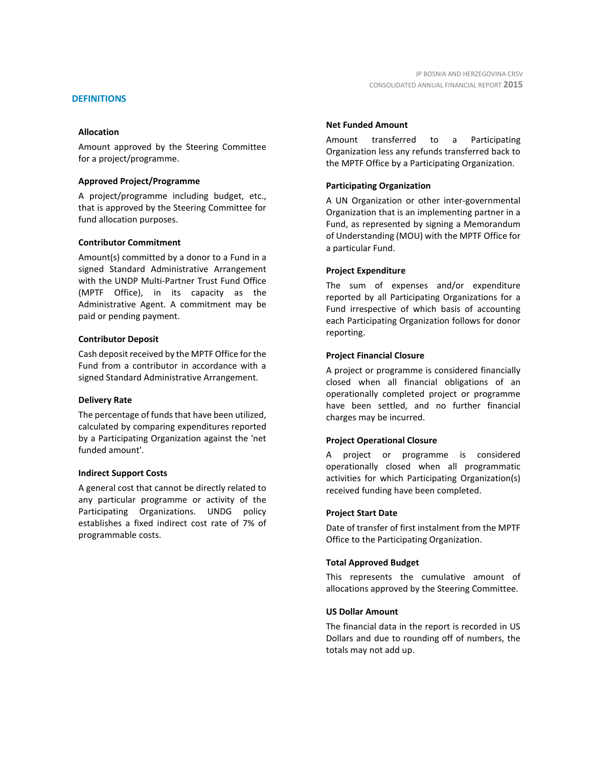## DEFINITIONS

### Allocation

Amount approved by the Steering Committee for a project/programme.

### Approved Project/Programme

A project/programme including budget, etc., that is approved by the Steering Committee for fund allocation purposes.

### Contributor Commitment

Amount(s) committed by a donor to a Fund in a signed Standard Administrative Arrangement with the UNDP Multi-Partner Trust Fund Office (MPTF Office), in its capacity as the Administrative Agent. A commitment may be paid or pending payment.

### Contributor Deposit

Cash deposit received by the MPTF Office for the Fund from a contributor in accordance with a signed Standard Administrative Arrangement.

### Delivery Rate

The percentage of funds that have been utilized, calculated by comparing expenditures reported by a Participating Organization against the 'net funded amount'.

### Indirect Support Costs

A general cost that cannot be directly related to any particular programme or activity of the Participating Organizations. UNDG policy establishes a fixed indirect cost rate of 7% of programmable costs.

### Net Funded Amount

Amount transferred to a Participating Organization less any refunds transferred back to the MPTF Office by a Participating Organization.

### Participating Organization

A UN Organization or other inter-governmental Organization that is an implementing partner in a Fund, as represented by signing a Memorandum of Understanding (MOU) with the MPTF Office for a particular Fund.

### Project Expenditure

The sum of expenses and/or expenditure reported by all Participating Organizations for a Fund irrespective of which basis of accounting each Participating Organization follows for donor reporting.

### Project Financial Closure

A project or programme is considered financially closed when all financial obligations of an operationally completed project or programme have been settled, and no further financial charges may be incurred.

### Project Operational Closure

A project or programme is considered operationally closed when all programmatic activities for which Participating Organization(s) received funding have been completed.

### Project Start Date

Date of transfer of first instalment from the MPTF Office to the Participating Organization.

### Total Approved Budget

This represents the cumulative amount of allocations approved by the Steering Committee.

### US Dollar Amount

The financial data in the report is recorded in US Dollars and due to rounding off of numbers, the totals may not add up.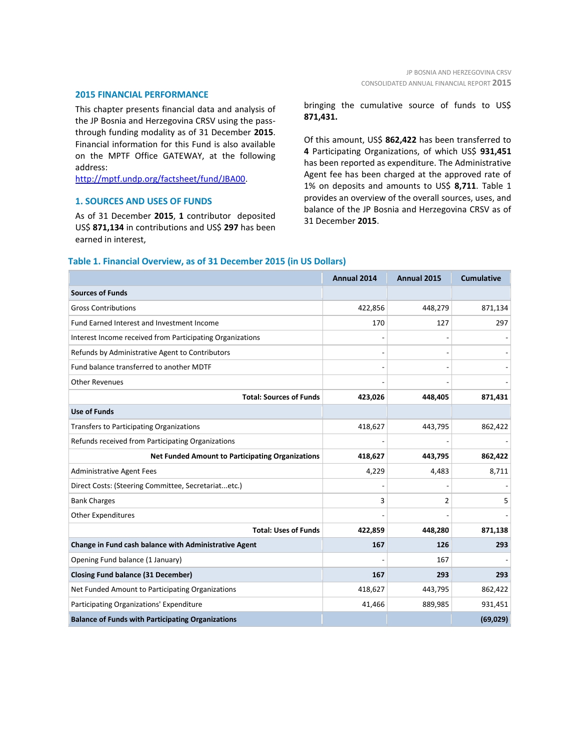## 2015 FINANCIAL PERFORMANCE

This chapter presents financial data and analysis of the JP Bosnia and Herzegovina CRSV using the pass-through funding modality as of 31 December **2015**. Financial information for this Fund is also available on the MPTF Office GATEWAY, at the following address: http://mptf.undp.org/factsheet/fund/JBA00.

### 1. SOURCES AND USES OF FUNDS

As of 31 December **2015**, **1** contributor deposited US$ **871,134** in contributions and US$ **297** has been earned in interest, bringing the cumulative source of funds to US$ **871,431.**

Of this amount, US$ **862,422** has been transferred to **4** Participating Organizations, of which US$ **931,451** has been reported as expenditure. The Administrative Agent fee has been charged at the approved rate of 1% on deposits and amounts to US$ **8,711**. Table 1 provides an overview of the overall sources, uses, and balance of the JP Bosnia and Herzegovina CRSV as of 31 December **2015**.

**Table 1. Financial Overview, as of 31 December 2015 (in US Dollars)**

| | Annual 2014 | Annual 2015 | Cumulative |
|---|---|---|---|
| **Sources of Funds** | | | |
| Gross Contributions | 422,856 | 448,279 | 871,134 |
| Fund Earned Interest and Investment Income | 170 | 127 | 297 |
| Interest Income received from Participating Organizations | - | - | - |
| Refunds by Administrative Agent to Contributors | - | - | - |
| Fund balance transferred to another MDTF | - | - | - |
| Other Revenues | - | - | - |
| **Total: Sources of Funds** | **423,026** | **448,405** | **871,431** |
| **Use of Funds** | | | |
| Transfers to Participating Organizations | 418,627 | 443,795 | 862,422 |
| Refunds received from Participating Organizations | - | - | - |
| **Net Funded Amount to Participating Organizations** | **418,627** | **443,795** | **862,422** |
| Administrative Agent Fees | 4,229 | 4,483 | 8,711 |
| Direct Costs: (Steering Committee, Secretariat...etc.) | - | - | - |
| Bank Charges | 3 | 2 | 5 |
| Other Expenditures | - | - | - |
| **Total: Uses of Funds** | **422,859** | **448,280** | **871,138** |
| **Change in Fund cash balance with Administrative Agent** | **167** | **126** | **293** |
| Opening Fund balance (1 January) | - | 167 | - |
| **Closing Fund balance (31 December)** | **167** | **293** | **293** |
| Net Funded Amount to Participating Organizations | 418,627 | 443,795 | 862,422 |
| Participating Organizations' Expenditure | 41,466 | 889,985 | 931,451 |
| **Balance of Funds with Participating Organizations** | | | **(69,029)** |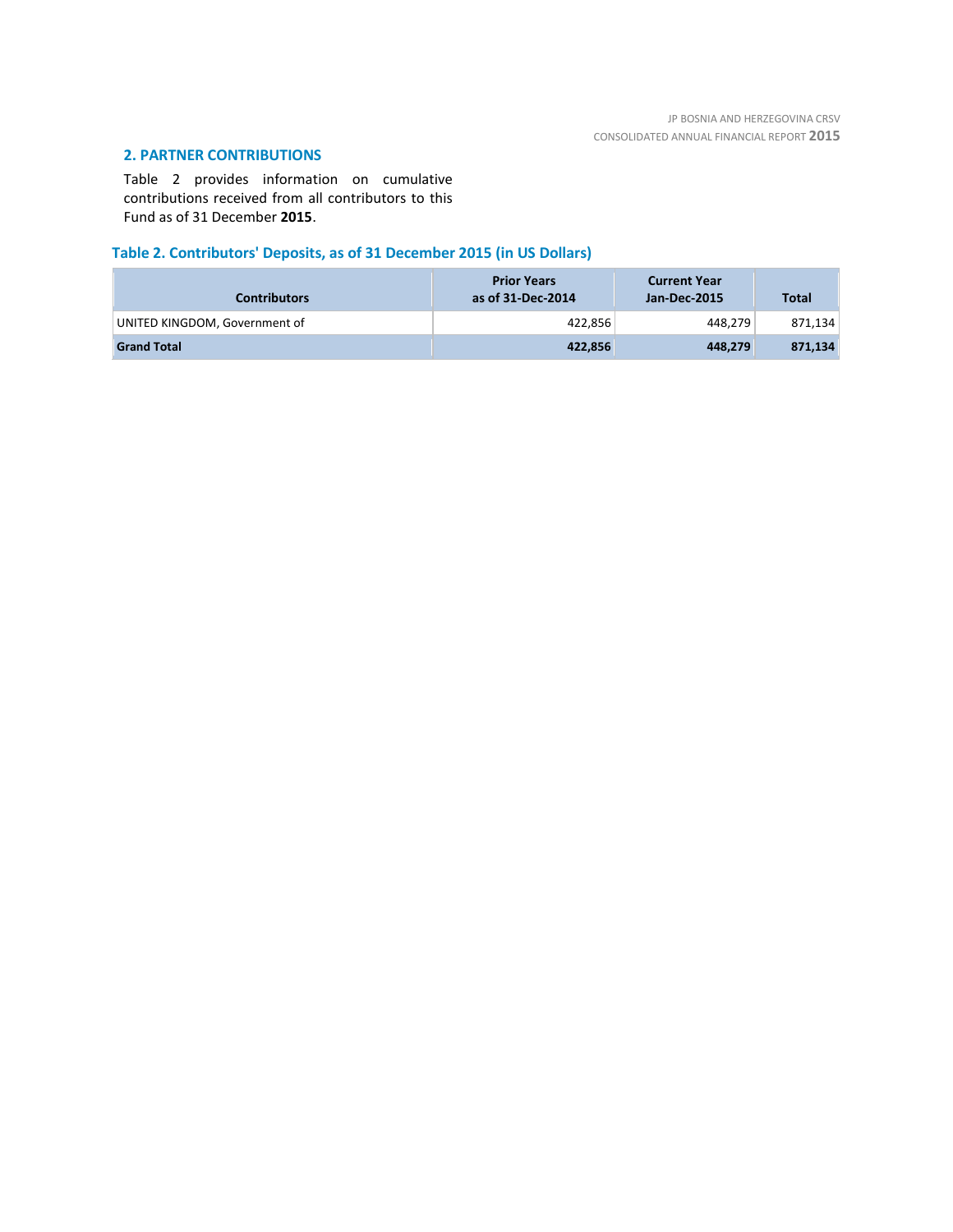## 2. PARTNER CONTRIBUTIONS

Table 2 provides information on cumulative contributions received from all contributors to this Fund as of 31 December **2015**.

### Table 2. Contributors' Deposits, as of 31 December 2015 (in US Dollars)

| Contributors | Prior Years as of 31-Dec-2014 | Current Year Jan-Dec-2015 | Total |
|---|---|---|---|
| UNITED KINGDOM, Government of | 422,856 | 448,279 | 871,134 |
| **Grand Total** | **422,856** | **448,279** | **871,134** |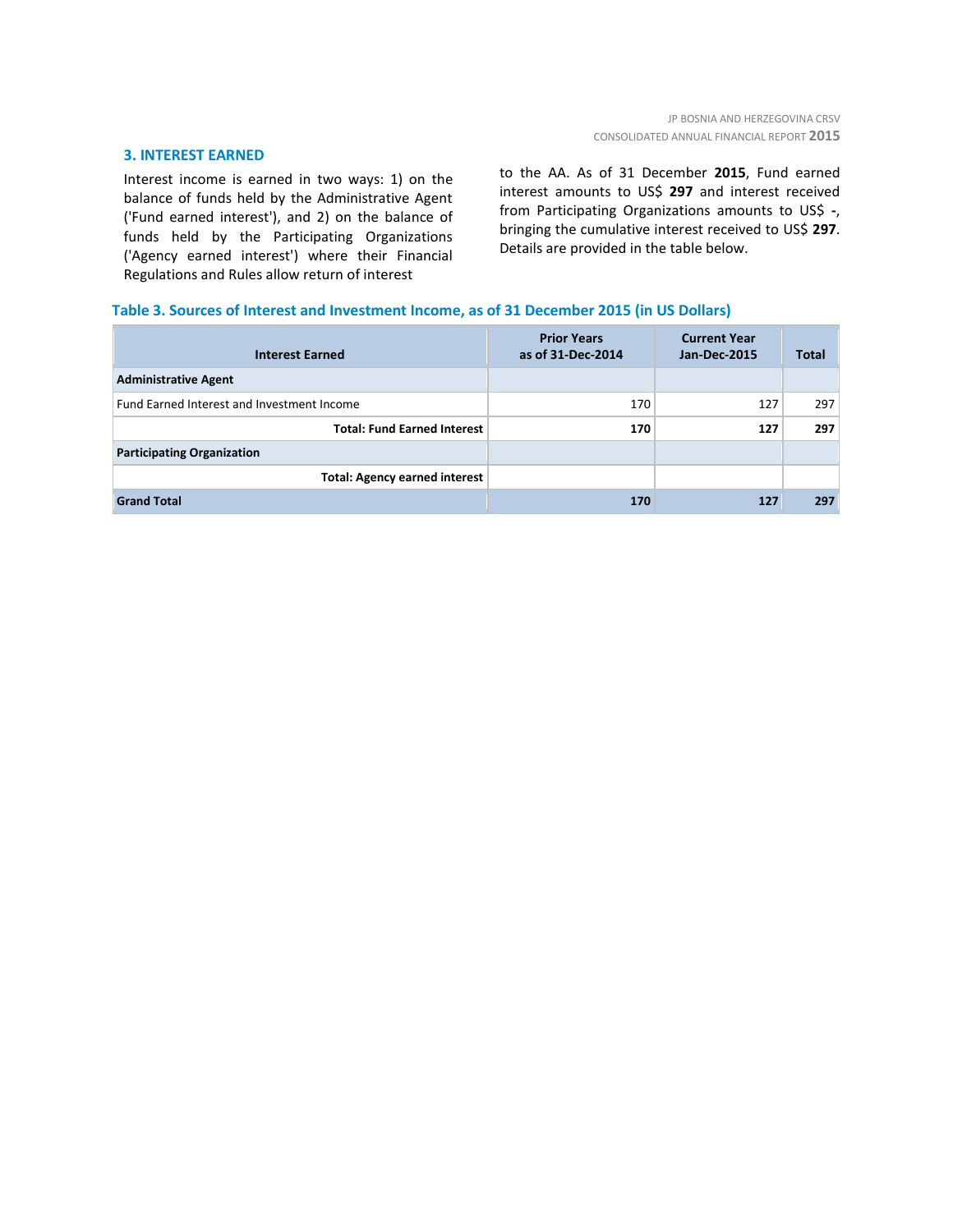## 3. INTEREST EARNED

Interest income is earned in two ways: 1) on the balance of funds held by the Administrative Agent ('Fund earned interest'), and 2) on the balance of funds held by the Participating Organizations ('Agency earned interest') where their Financial Regulations and Rules allow return of interest to the AA. As of 31 December **2015**, Fund earned interest amounts to US$ **297** and interest received from Participating Organizations amounts to US$ **-**, bringing the cumulative interest received to US$ **297**. Details are provided in the table below.

### Table 3. Sources of Interest and Investment Income, as of 31 December 2015 (in US Dollars)

| Interest Earned | Prior Years as of 31-Dec-2014 | Current Year Jan-Dec-2015 | Total |
|---|---|---|---|
| **Administrative Agent** | | | |
| Fund Earned Interest and Investment Income | 170 | 127 | 297 |
| **Total: Fund Earned Interest** | **170** | **127** | **297** |
| **Participating Organization** | | | |
| **Total: Agency earned interest** | | | |
| **Grand Total** | **170** | **127** | **297** |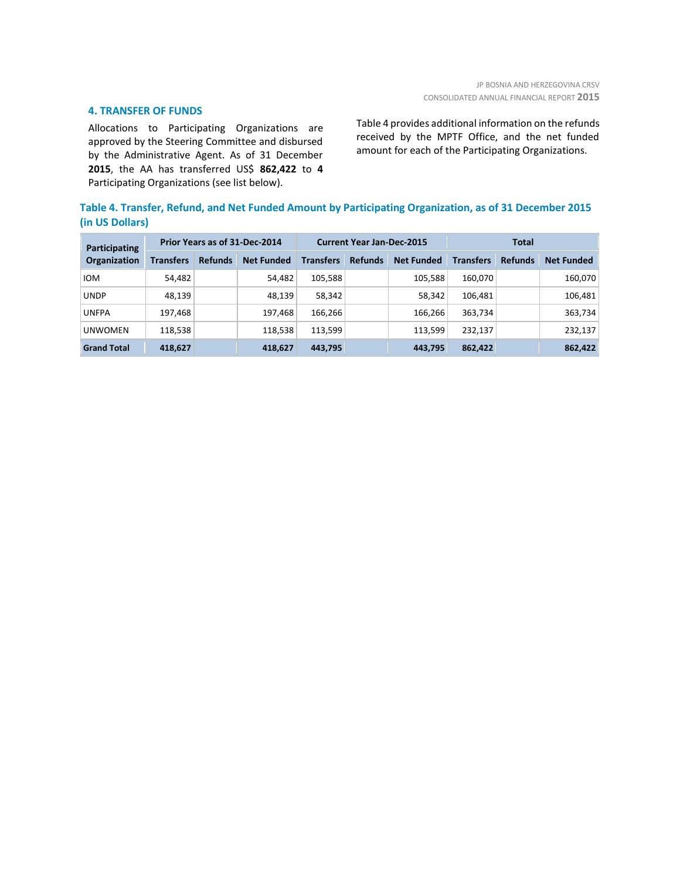## 4. TRANSFER OF FUNDS

Allocations to Participating Organizations are approved by the Steering Committee and disbursed by the Administrative Agent. As of 31 December **2015**, the AA has transferred US$ **862,422** to **4** Participating Organizations (see list below).

Table 4 provides additional information on the refunds received by the MPTF Office, and the net funded amount for each of the Participating Organizations.

### Table 4. Transfer, Refund, and Net Funded Amount by Participating Organization, as of 31 December 2015 (in US Dollars)

| Participating Organization | Prior Years as of 31-Dec-2014 | | | Current Year Jan-Dec-2015 | | | Total | | |
|---|---|---|---|---|---|---|---|---|---|
| | Transfers | Refunds | Net Funded | Transfers | Refunds | Net Funded | Transfers | Refunds | Net Funded |
| IOM | 54,482 | | 54,482 | 105,588 | | 105,588 | 160,070 | | 160,070 |
| UNDP | 48,139 | | 48,139 | 58,342 | | 58,342 | 106,481 | | 106,481 |
| UNFPA | 197,468 | | 197,468 | 166,266 | | 166,266 | 363,734 | | 363,734 |
| UNWOMEN | 118,538 | | 118,538 | 113,599 | | 113,599 | 232,137 | | 232,137 |
| **Grand Total** | **418,627** | | **418,627** | **443,795** | | **443,795** | **862,422** | | **862,422** |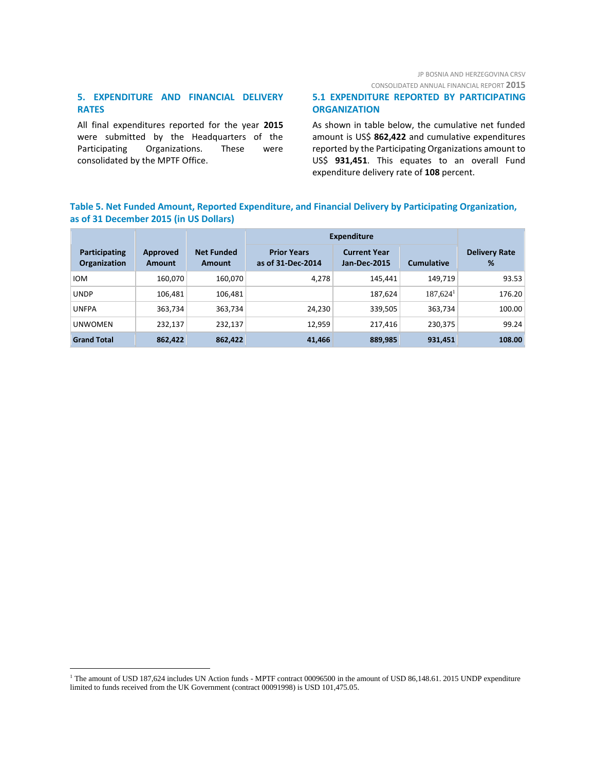## 5. EXPENDITURE AND FINANCIAL DELIVERY RATES

All final expenditures reported for the year **2015** were submitted by the Headquarters of the Participating Organizations. These were consolidated by the MPTF Office.

### 5.1 EXPENDITURE REPORTED BY PARTICIPATING ORGANIZATION

As shown in table below, the cumulative net funded amount is US$ **862,422** and cumulative expenditures reported by the Participating Organizations amount to US$ **931,451**. This equates to an overall Fund expenditure delivery rate of **108** percent.

**Table 5. Net Funded Amount, Reported Expenditure, and Financial Delivery by Participating Organization, as of 31 December 2015 (in US Dollars)**

| Participating Organization | Approved Amount | Net Funded Amount | Expenditure | | | Delivery Rate % |
|---|---|---|---|---|---|---|
| | | | Prior Years as of 31-Dec-2014 | Current Year Jan-Dec-2015 | Cumulative | |
| IOM | 160,070 | 160,070 | 4,278 | 145,441 | 149,719 | 93.53 |
| UNDP | 106,481 | 106,481 | | 187,624 | 187,624[1] | 176.20 |
| UNFPA | 363,734 | 363,734 | 24,230 | 339,505 | 363,734 | 100.00 |
| UNWOMEN | 232,137 | 232,137 | 12,959 | 217,416 | 230,375 | 99.24 |
| **Grand Total** | **862,422** | **862,422** | **41,466** | **889,985** | **931,451** | **108.00** |

[1] The amount of USD 187,624 includes UN Action funds - MPTF contract 00096500 in the amount of USD 86,148.61. 2015 UNDP expenditure limited to funds received from the UK Government (contract 00091998) is USD 101,475.05.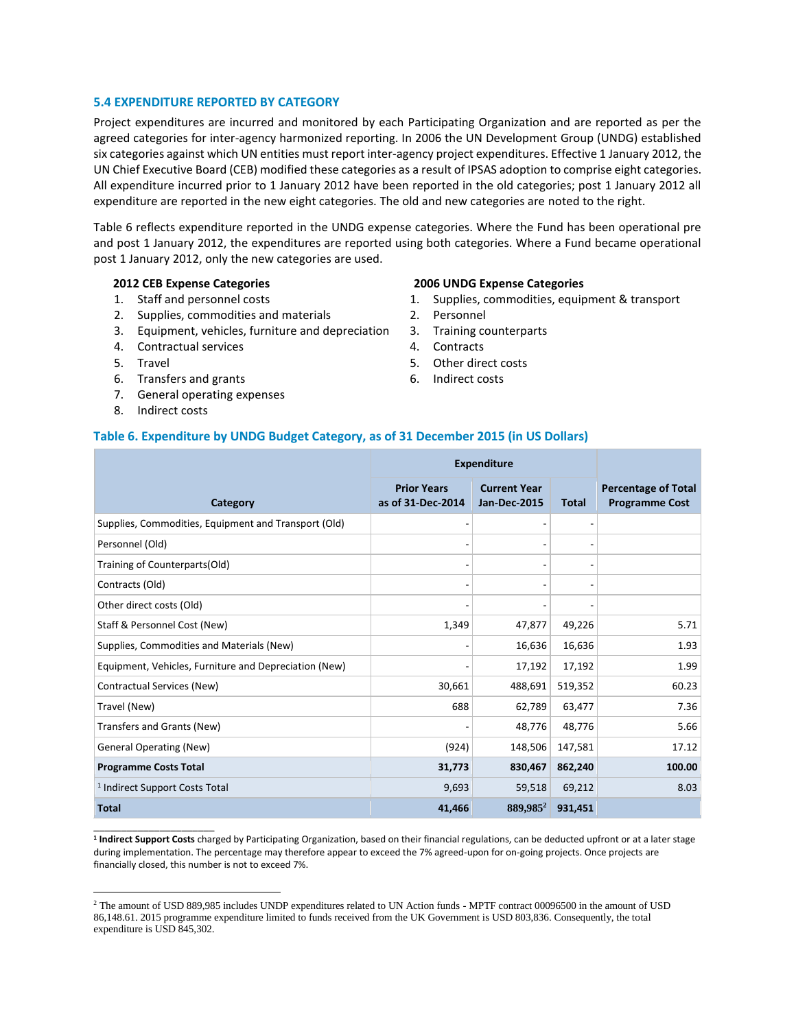### 5.4 EXPENDITURE REPORTED BY CATEGORY

Project expenditures are incurred and monitored by each Participating Organization and are reported as per the agreed categories for inter-agency harmonized reporting. In 2006 the UN Development Group (UNDG) established six categories against which UN entities must report inter-agency project expenditures. Effective 1 January 2012, the UN Chief Executive Board (CEB) modified these categories as a result of IPSAS adoption to comprise eight categories. All expenditure incurred prior to 1 January 2012 have been reported in the old categories; post 1 January 2012 all expenditure are reported in the new eight categories. The old and new categories are noted to the right.

Table 6 reflects expenditure reported in the UNDG expense categories. Where the Fund has been operational pre and post 1 January 2012, the expenditures are reported using both categories. Where a Fund became operational post 1 January 2012, only the new categories are used.

**2012 CEB Expense Categories**

1. Staff and personnel costs
2. Supplies, commodities and materials
3. Equipment, vehicles, furniture and depreciation
4. Contractual services
5. Travel
6. Transfers and grants
7. General operating expenses
8. Indirect costs

**2006 UNDG Expense Categories**

1. Supplies, commodities, equipment & transport
2. Personnel
3. Training counterparts
4. Contracts
5. Other direct costs
6. Indirect costs

**Table 6. Expenditure by UNDG Budget Category, as of 31 December 2015 (in US Dollars)**

| Category | Expenditure | | | Percentage of Total Programme Cost |
|---|---|---|---|---|
| | Prior Years as of 31-Dec-2014 | Current Year Jan-Dec-2015 | Total | |
| Supplies, Commodities, Equipment and Transport (Old) | - | - | - | |
| Personnel (Old) | - | - | - | |
| Training of Counterparts(Old) | - | - | - | |
| Contracts (Old) | - | - | - | |
| Other direct costs (Old) | - | - | - | |
| Staff & Personnel Cost (New) | 1,349 | 47,877 | 49,226 | 5.71 |
| Supplies, Commodities and Materials (New) | - | 16,636 | 16,636 | 1.93 |
| Equipment, Vehicles, Furniture and Depreciation (New) | - | 17,192 | 17,192 | 1.99 |
| Contractual Services (New) | 30,661 | 488,691 | 519,352 | 60.23 |
| Travel (New) | 688 | 62,789 | 63,477 | 7.36 |
| Transfers and Grants (New) | - | 48,776 | 48,776 | 5.66 |
| General Operating (New) | (924) | 148,506 | 147,581 | 17.12 |
| **Programme Costs Total** | **31,773** | **830,467** | **862,240** | **100.00** |
| [1] Indirect Support Costs Total | 9,693 | 59,518 | 69,212 | 8.03 |
| **Total** | **41,466** | **889,985**[2] | **931,451** | |

[1] **Indirect Support Costs** charged by Participating Organization, based on their financial regulations, can be deducted upfront or at a later stage during implementation. The percentage may therefore appear to exceed the 7% agreed-upon for on-going projects. Once projects are financially closed, this number is not to exceed 7%.

[2] The amount of USD 889,985 includes UNDP expenditures related to UN Action funds - MPTF contract 00096500 in the amount of USD 86,148.61. 2015 programme expenditure limited to funds received from the UK Government is USD 803,836. Consequently, the total expenditure is USD 845,302.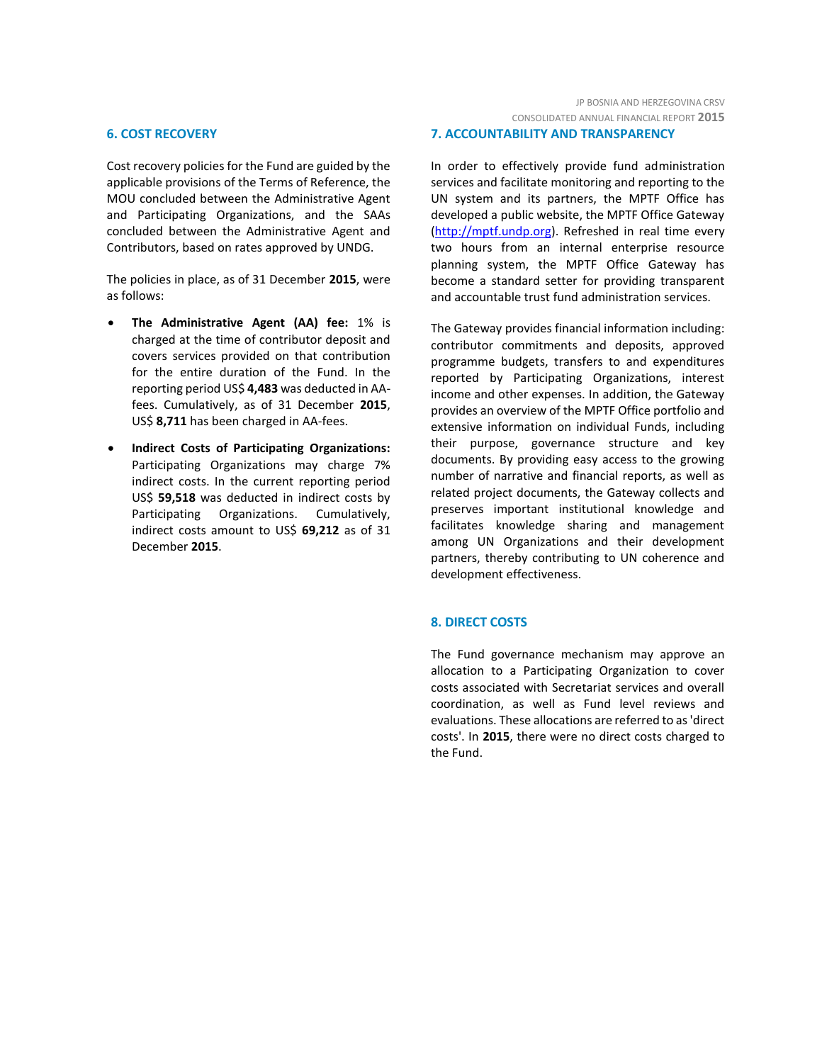## 6. COST RECOVERY

Cost recovery policies for the Fund are guided by the applicable provisions of the Terms of Reference, the MOU concluded between the Administrative Agent and Participating Organizations, and the SAAs concluded between the Administrative Agent and Contributors, based on rates approved by UNDG.

The policies in place, as of 31 December **2015**, were as follows:

- **The Administrative Agent (AA) fee:** 1% is charged at the time of contributor deposit and covers services provided on that contribution for the entire duration of the Fund. In the reporting period US$ **4,483** was deducted in AA-fees. Cumulatively, as of 31 December **2015**, US$ **8,711** has been charged in AA-fees.

- **Indirect Costs of Participating Organizations:** Participating Organizations may charge 7% indirect costs. In the current reporting period US$ **59,518** was deducted in indirect costs by Participating Organizations. Cumulatively, indirect costs amount to US$ **69,212** as of 31 December **2015**.

## 7. ACCOUNTABILITY AND TRANSPARENCY

In order to effectively provide fund administration services and facilitate monitoring and reporting to the UN system and its partners, the MPTF Office has developed a public website, the MPTF Office Gateway (http://mptf.undp.org). Refreshed in real time every two hours from an internal enterprise resource planning system, the MPTF Office Gateway has become a standard setter for providing transparent and accountable trust fund administration services.

The Gateway provides financial information including: contributor commitments and deposits, approved programme budgets, transfers to and expenditures reported by Participating Organizations, interest income and other expenses. In addition, the Gateway provides an overview of the MPTF Office portfolio and extensive information on individual Funds, including their purpose, governance structure and key documents. By providing easy access to the growing number of narrative and financial reports, as well as related project documents, the Gateway collects and preserves important institutional knowledge and facilitates knowledge sharing and management among UN Organizations and their development partners, thereby contributing to UN coherence and development effectiveness.

## 8. DIRECT COSTS

The Fund governance mechanism may approve an allocation to a Participating Organization to cover costs associated with Secretariat services and overall coordination, as well as Fund level reviews and evaluations. These allocations are referred to as 'direct costs'. In **2015**, there were no direct costs charged to the Fund.